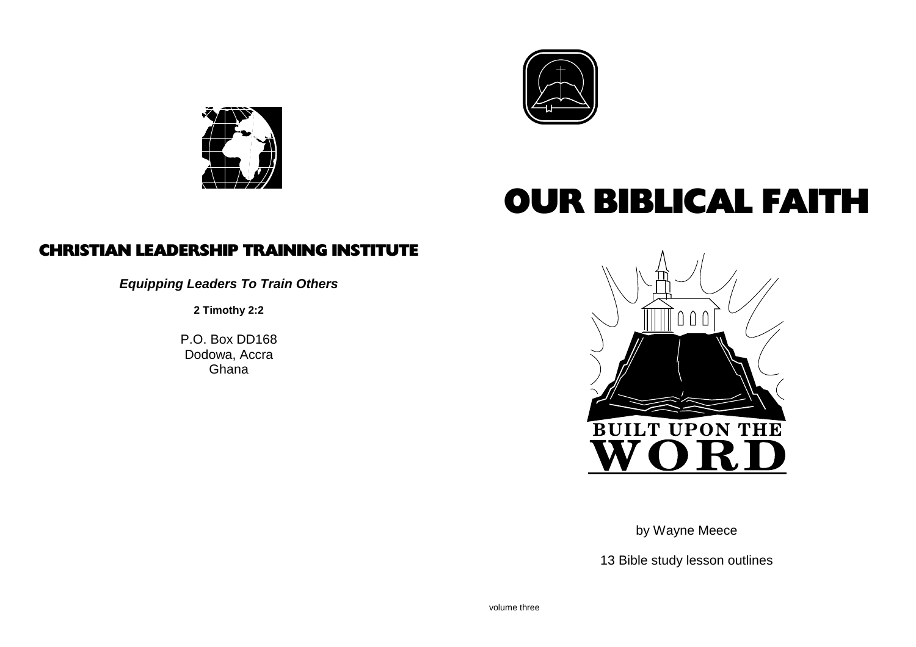## CHRISTIAN LEADERSHIP TRAINING INSTITUTE

***Equipping Leaders To Train Others***

**2 Timothy 2:2**

P.O. Box DD168
Dodowa, Accra
Ghana

# OUR BIBLICAL FAITH

BUILT UPON THE
WORD

by Wayne Meece

13 Bible study lesson outlines

volume three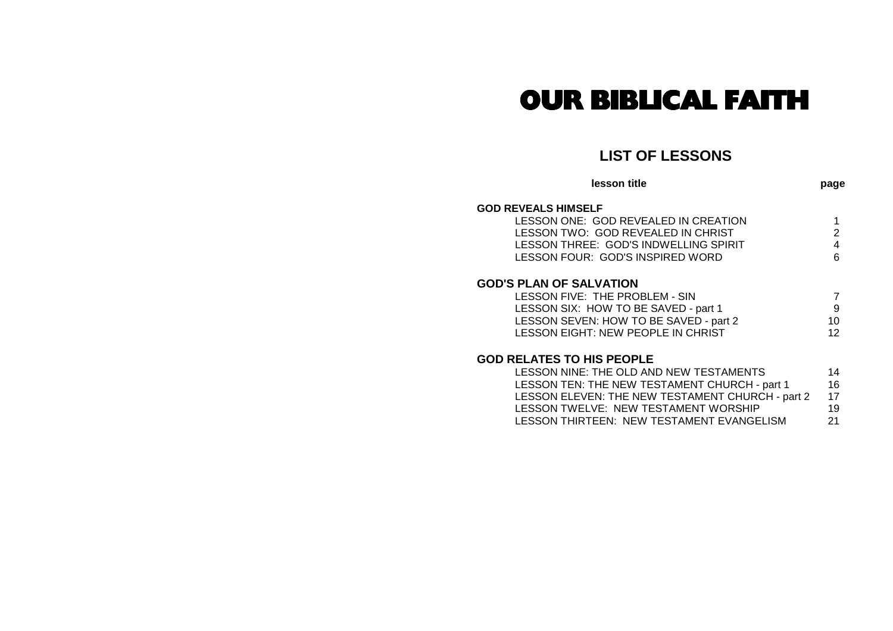# OUR BIBLICAL FAITH

## LIST OF LESSONS

| lesson title | page |
| --- | --- |
| **GOD REVEALS HIMSELF** | |
| LESSON ONE: GOD REVEALED IN CREATION | 1 |
| LESSON TWO: GOD REVEALED IN CHRIST | 2 |
| LESSON THREE: GOD'S INDWELLING SPIRIT | 4 |
| LESSON FOUR: GOD'S INSPIRED WORD | 6 |
| **GOD'S PLAN OF SALVATION** | |
| LESSON FIVE: THE PROBLEM - SIN | 7 |
| LESSON SIX: HOW TO BE SAVED - part 1 | 9 |
| LESSON SEVEN: HOW TO BE SAVED - part 2 | 10 |
| LESSON EIGHT: NEW PEOPLE IN CHRIST | 12 |
| **GOD RELATES TO HIS PEOPLE** | |
| LESSON NINE: THE OLD AND NEW TESTAMENTS | 14 |
| LESSON TEN: THE NEW TESTAMENT CHURCH - part 1 | 16 |
| LESSON ELEVEN: THE NEW TESTAMENT CHURCH - part 2 | 17 |
| LESSON TWELVE: NEW TESTAMENT WORSHIP | 19 |
| LESSON THIRTEEN: NEW TESTAMENT EVANGELISM | 21 |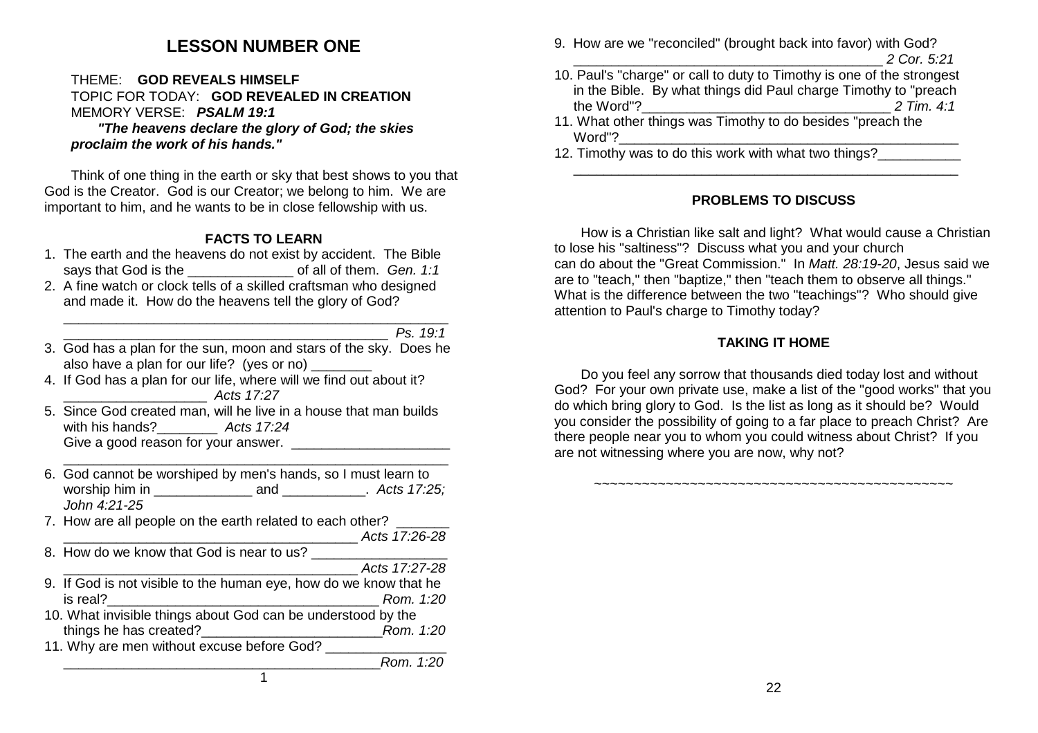# LESSON NUMBER ONE

THEME: **GOD REVEALS HIMSELF**
TOPIC FOR TODAY: **GOD REVEALED IN CREATION**
MEMORY VERSE: ***PSALM 19:1***
***"The heavens declare the glory of God; the skies proclaim the work of his hands."***

Think of one thing in the earth or sky that best shows to you that God is the Creator. God is our Creator; we belong to him. We are important to him, and he wants to be in close fellowship with us.

### FACTS TO LEARN

1. The earth and the heavens do not exist by accident. The Bible says that God is the ______________ of all of them. *Gen. 1:1*
2. A fine watch or clock tells of a skilled craftsman who designed and made it. How do the heavens tell the glory of God? ____________________________________________________ ____________________________________________ *Ps. 19:1*
3. God has a plan for the sun, moon and stars of the sky. Does he also have a plan for our life? (yes or no) ________
4. If God has a plan for our life, where will we find out about it? ___________________ *Acts 17:27*
5. Since God created man, will he live in a house that man builds with his hands?________ *Acts 17:24*
   Give a good reason for your answer. _____________________ ______________________________________________________
6. God cannot be worshiped by men's hands, so I must learn to worship him in _____________ and ___________. *Acts 17:25; John 4:21-25*
7. How are all people on the earth related to each other? _______ _______________________________________ *Acts 17:26-28*
8. How do we know that God is near to us? __________________ _______________________________________ *Acts 17:27-28*
9. If God is not visible to the human eye, how do we know that he is real?_____________________________________ *Rom. 1:20*
10. What invisible things about God can be understood by the things he has created?________________________*Rom. 1:20*
11. Why are men without excuse before God? ________________ ____________________________________________*Rom. 1:20*

9. How are we "reconciled" (brought back into favor) with God? __________________________________________ *2 Cor. 5:21*
10. Paul's "charge" or call to duty to Timothy is one of the strongest in the Bible. By what things did Paul charge Timothy to "preach the Word"?_________________________________ *2 Tim. 4:1*
11. What other things was Timothy to do besides "preach the Word"?______________________________________________
12. Timothy was to do this work with what two things?___________ ___________________________________________________

### PROBLEMS TO DISCUSS

How is a Christian like salt and light? What would cause a Christian to lose his "saltiness"? Discuss what you and your church can do about the "Great Commission." In *Matt. 28:19-20*, Jesus said we are to "teach," then "baptize," then "teach them to observe all things." What is the difference between the two "teachings"? Who should give attention to Paul's charge to Timothy today?

### TAKING IT HOME

Do you feel any sorrow that thousands died today lost and without God? For your own private use, make a list of the "good works" that you do which bring glory to God. Is the list as long as it should be? Would you consider the possibility of going to a far place to preach Christ? Are there people near you to whom you could witness about Christ? If you are not witnessing where you are now, why not?

~~~~~~~~~~~~~~~~~~~~~~~~~~~~~~~~~~~~~~~~~~~~~~